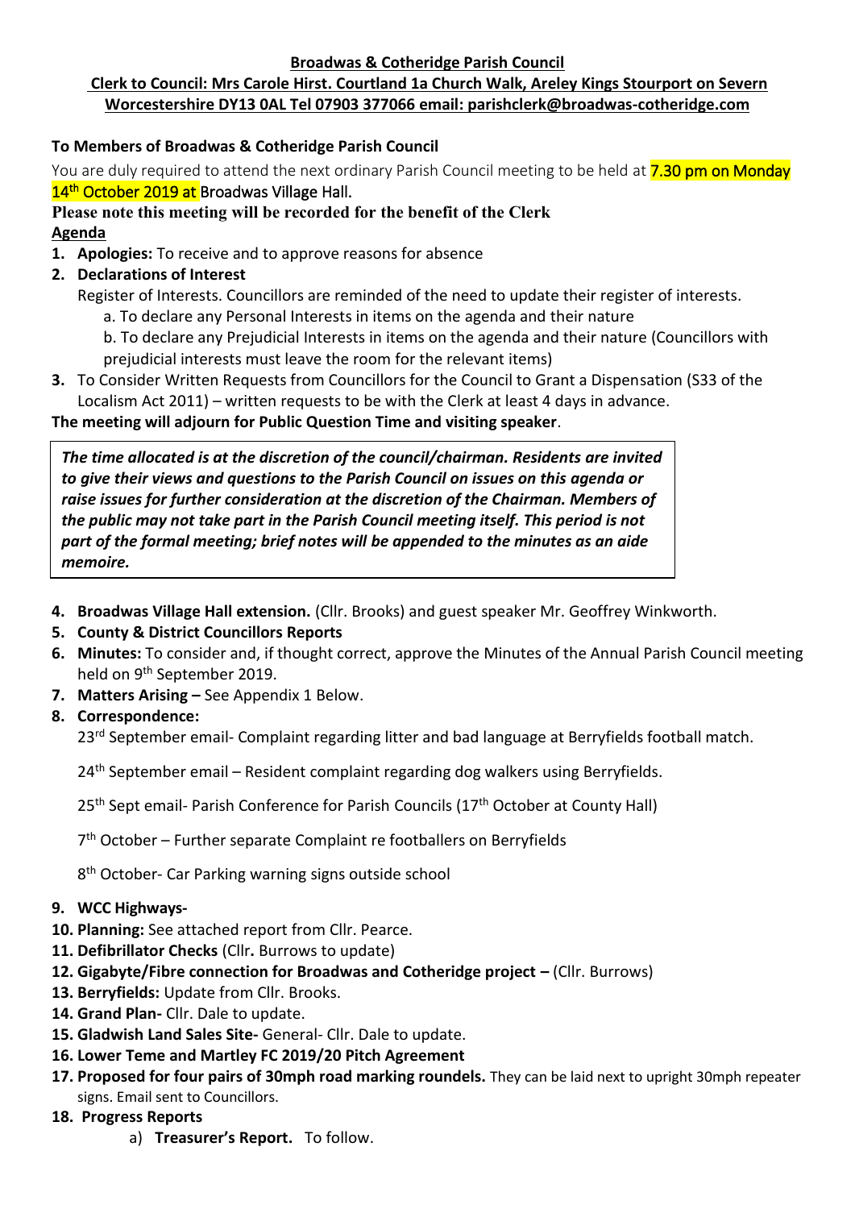**Broadwas & Cotheridge Parish Council**

**Clerk to Council: Mrs Carole Hirst. Courtland 1a Church Walk, Areley Kings Stourport on Severn Worcestershire DY13 0AL Tel 07903 377066 email: parishclerk@broadwas-cotheridge.com**

**To Members of Broadwas & Cotheridge Parish Council**

You are duly required to attend the next ordinary Parish Council meeting to be held at 7.30 pm on Monday 14th October 2019 at Broadwas Village Hall.

**Please note this meeting will be recorded for the benefit of the Clerk**

**Agenda**

1. **Apologies:** To receive and to approve reasons for absence
2. **Declarations of Interest**
   Register of Interests. Councillors are reminded of the need to update their register of interests.
   a. To declare any Personal Interests in items on the agenda and their nature
   b. To declare any Prejudicial Interests in items on the agenda and their nature (Councillors with prejudicial interests must leave the room for the relevant items)
3. To Consider Written Requests from Councillors for the Council to Grant a Dispensation (S33 of the Localism Act 2011) – written requests to be with the Clerk at least 4 days in advance.

**The meeting will adjourn for Public Question Time and visiting speaker**.

***The time allocated is at the discretion of the council/chairman. Residents are invited to give their views and questions to the Parish Council on issues on this agenda or raise issues for further consideration at the discretion of the Chairman. Members of the public may not take part in the Parish Council meeting itself. This period is not part of the formal meeting; brief notes will be appended to the minutes as an aide memoire.***

4. **Broadwas Village Hall extension.** (Cllr. Brooks) and guest speaker Mr. Geoffrey Winkworth.
5. **County & District Councillors Reports**
6. **Minutes:** To consider and, if thought correct, approve the Minutes of the Annual Parish Council meeting held on 9th September 2019.
7. **Matters Arising –** See Appendix 1 Below.
8. **Correspondence:**
   23rd September email- Complaint regarding litter and bad language at Berryfields football match.

   24th September email – Resident complaint regarding dog walkers using Berryfields.

   25th Sept email- Parish Conference for Parish Councils (17th October at County Hall)

   7th October – Further separate Complaint re footballers on Berryfields

   8th October- Car Parking warning signs outside school
9. **WCC Highways-**
10. **Planning:** See attached report from Cllr. Pearce.
11. **Defibrillator Checks** (Cllr**.** Burrows to update)
12. **Gigabyte/Fibre connection for Broadwas and Cotheridge project –** (Cllr. Burrows)
13. **Berryfields:** Update from Cllr. Brooks.
14. **Grand Plan-** Cllr. Dale to update.
15. **Gladwish Land Sales Site-** General- Cllr. Dale to update.
16. **Lower Teme and Martley FC 2019/20 Pitch Agreement**
17. **Proposed for four pairs of 30mph road marking roundels.** They can be laid next to upright 30mph repeater signs. Email sent to Councillors.
18. **Progress Reports**
    a) **Treasurer's Report.** To follow.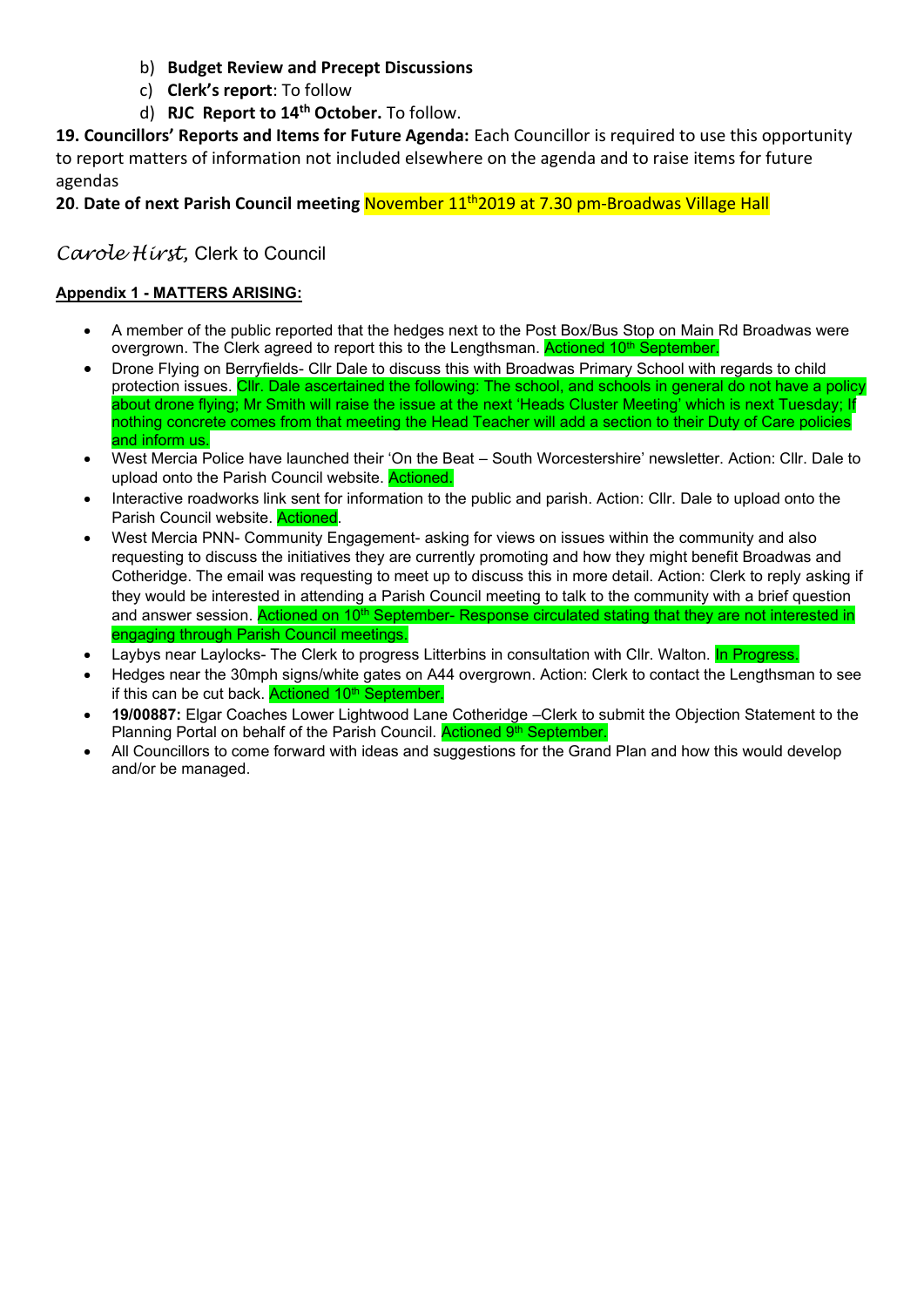b) **Budget Review and Precept Discussions**
c) **Clerk's report**: To follow
d) **RJC Report to 14th October.** To follow.

**19. Councillors' Reports and Items for Future Agenda:** Each Councillor is required to use this opportunity to report matters of information not included elsewhere on the agenda and to raise items for future agendas

**20**. **Date of next Parish Council meeting** November 11th 2019 at 7.30 pm-Broadwas Village Hall

*Carole Hirst,* Clerk to Council

**Appendix 1 - MATTERS ARISING:**

- A member of the public reported that the hedges next to the Post Box/Bus Stop on Main Rd Broadwas were overgrown. The Clerk agreed to report this to the Lengthsman. Actioned 10th September.
- Drone Flying on Berryfields- Cllr Dale to discuss this with Broadwas Primary School with regards to child protection issues. Cllr. Dale ascertained the following: The school, and schools in general do not have a policy about drone flying; Mr Smith will raise the issue at the next 'Heads Cluster Meeting' which is next Tuesday; If nothing concrete comes from that meeting the Head Teacher will add a section to their Duty of Care policies and inform us.
- West Mercia Police have launched their 'On the Beat – South Worcestershire' newsletter. Action: Cllr. Dale to upload onto the Parish Council website. Actioned.
- Interactive roadworks link sent for information to the public and parish. Action: Cllr. Dale to upload onto the Parish Council website. Actioned.
- West Mercia PNN- Community Engagement- asking for views on issues within the community and also requesting to discuss the initiatives they are currently promoting and how they might benefit Broadwas and Cotheridge. The email was requesting to meet up to discuss this in more detail. Action: Clerk to reply asking if they would be interested in attending a Parish Council meeting to talk to the community with a brief question and answer session. Actioned on 10th September- Response circulated stating that they are not interested in engaging through Parish Council meetings.
- Laybys near Laylocks- The Clerk to progress Litterbins in consultation with Cllr. Walton. In Progress.
- Hedges near the 30mph signs/white gates on A44 overgrown. Action: Clerk to contact the Lengthsman to see if this can be cut back. Actioned 10th September.
- **19/00887:** Elgar Coaches Lower Lightwood Lane Cotheridge –Clerk to submit the Objection Statement to the Planning Portal on behalf of the Parish Council. Actioned 9th September.
- All Councillors to come forward with ideas and suggestions for the Grand Plan and how this would develop and/or be managed.